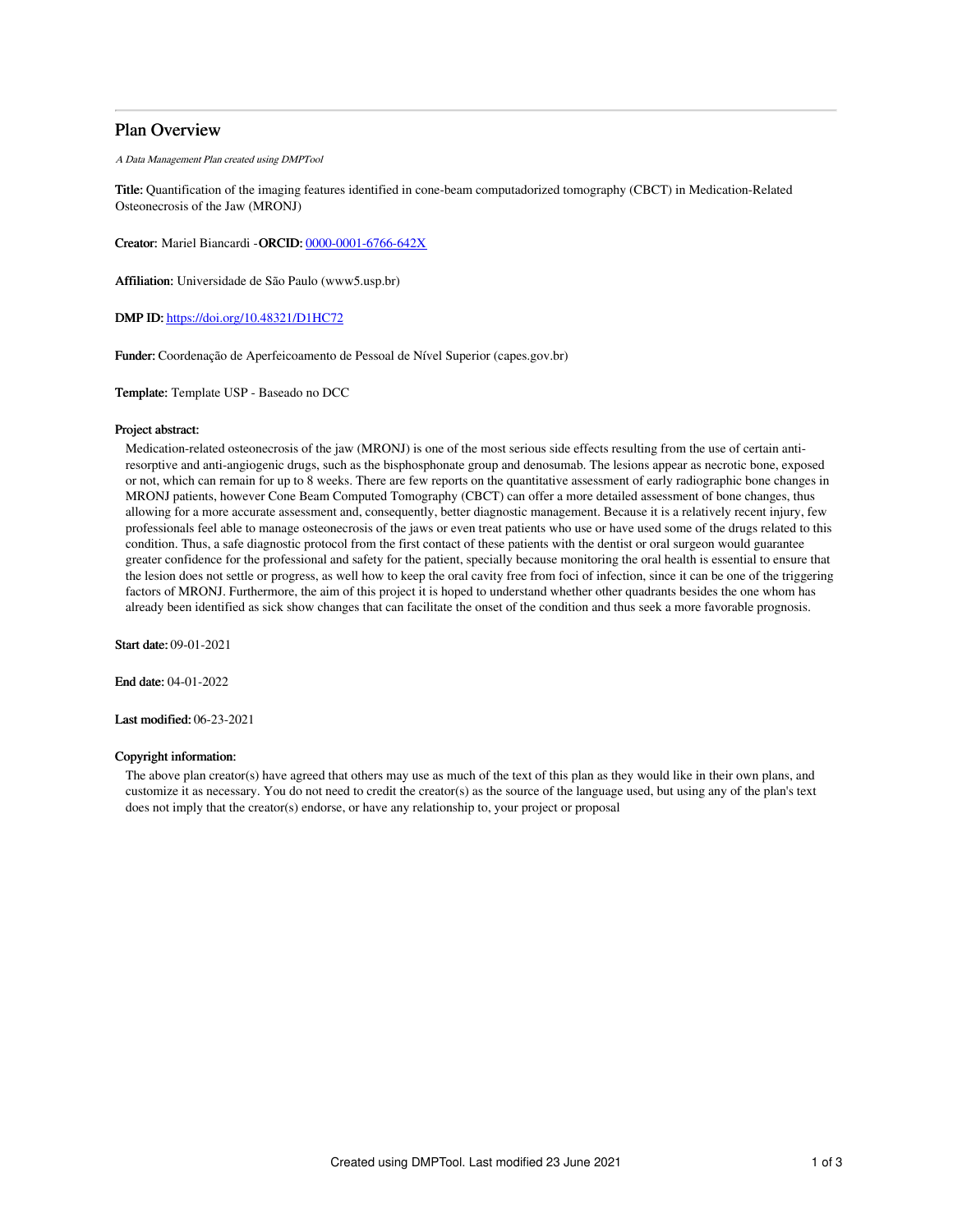# Plan Overview

*A Data Management Plan created using DMPTool*

**Title:** Quantification of the imaging features identified in cone-beam computadorized tomography (CBCT) in Medication-Related Osteonecrosis of the Jaw (MRONJ)

**Creator:** Mariel Biancardi -**ORCID:** 0000-0001-6766-642X

**Affiliation:** Universidade de São Paulo (www5.usp.br)

**DMP ID:** https://doi.org/10.48321/D1HC72

**Funder:** Coordenação de Aperfeicoamento de Pessoal de Nível Superior (capes.gov.br)

**Template:** Template USP - Baseado no DCC

**Project abstract:**

Medication-related osteonecrosis of the jaw (MRONJ) is one of the most serious side effects resulting from the use of certain anti-resorptive and anti-angiogenic drugs, such as the bisphosphonate group and denosumab. The lesions appear as necrotic bone, exposed or not, which can remain for up to 8 weeks. There are few reports on the quantitative assessment of early radiographic bone changes in MRONJ patients, however Cone Beam Computed Tomography (CBCT) can offer a more detailed assessment of bone changes, thus allowing for a more accurate assessment and, consequently, better diagnostic management. Because it is a relatively recent injury, few professionals feel able to manage osteonecrosis of the jaws or even treat patients who use or have used some of the drugs related to this condition. Thus, a safe diagnostic protocol from the first contact of these patients with the dentist or oral surgeon would guarantee greater confidence for the professional and safety for the patient, specially because monitoring the oral health is essential to ensure that the lesion does not settle or progress, as well how to keep the oral cavity free from foci of infection, since it can be one of the triggering factors of MRONJ. Furthermore, the aim of this project it is hoped to understand whether other quadrants besides the one whom has already been identified as sick show changes that can facilitate the onset of the condition and thus seek a more favorable prognosis.

**Start date:** 09-01-2021

**End date:** 04-01-2022

**Last modified:** 06-23-2021

**Copyright information:**

The above plan creator(s) have agreed that others may use as much of the text of this plan as they would like in their own plans, and customize it as necessary. You do not need to credit the creator(s) as the source of the language used, but using any of the plan's text does not imply that the creator(s) endorse, or have any relationship to, your project or proposal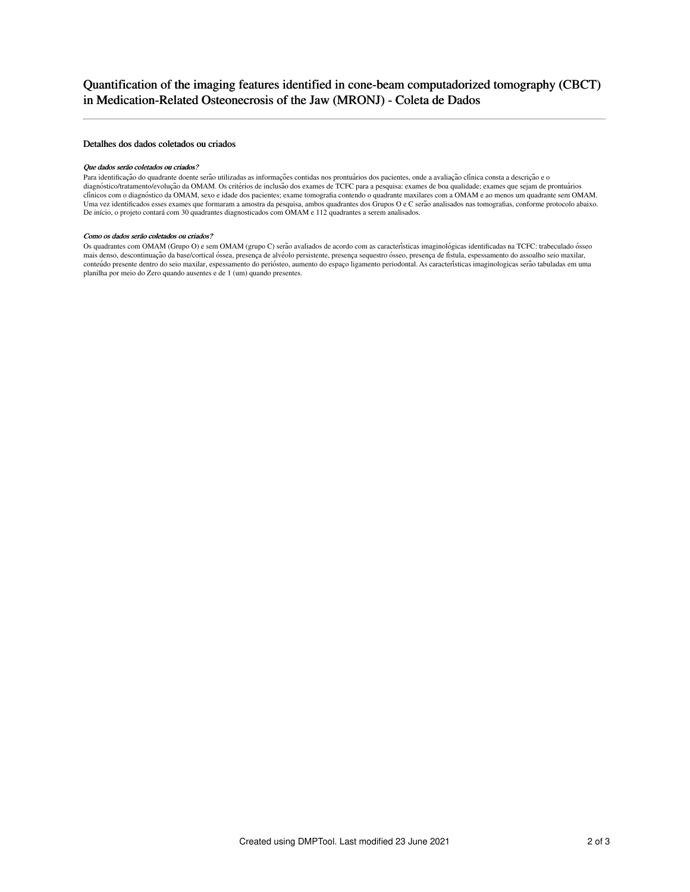# Quantification of the imaging features identified in cone-beam computadorized tomography (CBCT) in Medication-Related Osteonecrosis of the Jaw (MRONJ) - Coleta de Dados

## Detalhes dos dados coletados ou criados

### *Que dados serão coletados ou criados?*

Para identificação do quadrante doente serão utilizadas as informações contidas nos prontuários dos pacientes, onde a avaliação clínica consta a descrição e o diagnóstico/tratamento/evolução da OMAM. Os critérios de inclusão dos exames de TCFC para a pesquisa: exames de boa qualidade; exames que sejam de prontuários clínicos com o diagnóstico da OMAM, sexo e idade dos pacientes; exame tomografia contendo o quadrante maxilares com a OMAM e ao menos um quadrante sem OMAM. Uma vez identificados esses exames que formaram a amostra da pesquisa, ambos quadrantes dos Grupos O e C serão analisados nas tomografias, conforme protocolo abaixo. De início, o projeto contará com 30 quadrantes diagnosticados com OMAM e 112 quadrantes a serem analisados.

### *Como os dados serão coletados ou criados?*

Os quadrantes com OMAM (Grupo O) e sem OMAM (grupo C) serão avaliados de acordo com as características imaginológicas identificadas na TCFC: trabeculado ósseo mais denso, descontinuação da base/cortical óssea, presença de alvéolo persistente, presença sequestro ósseo, presença de fístula, espessamento do assoalho seio maxilar, conteúdo presente dentro do seio maxilar, espessamento do periósteo, aumento do espaço ligamento periodontal. As características imaginologicas serão tabuladas em uma planilha por meio do Zero quando ausentes e de 1 (um) quando presentes.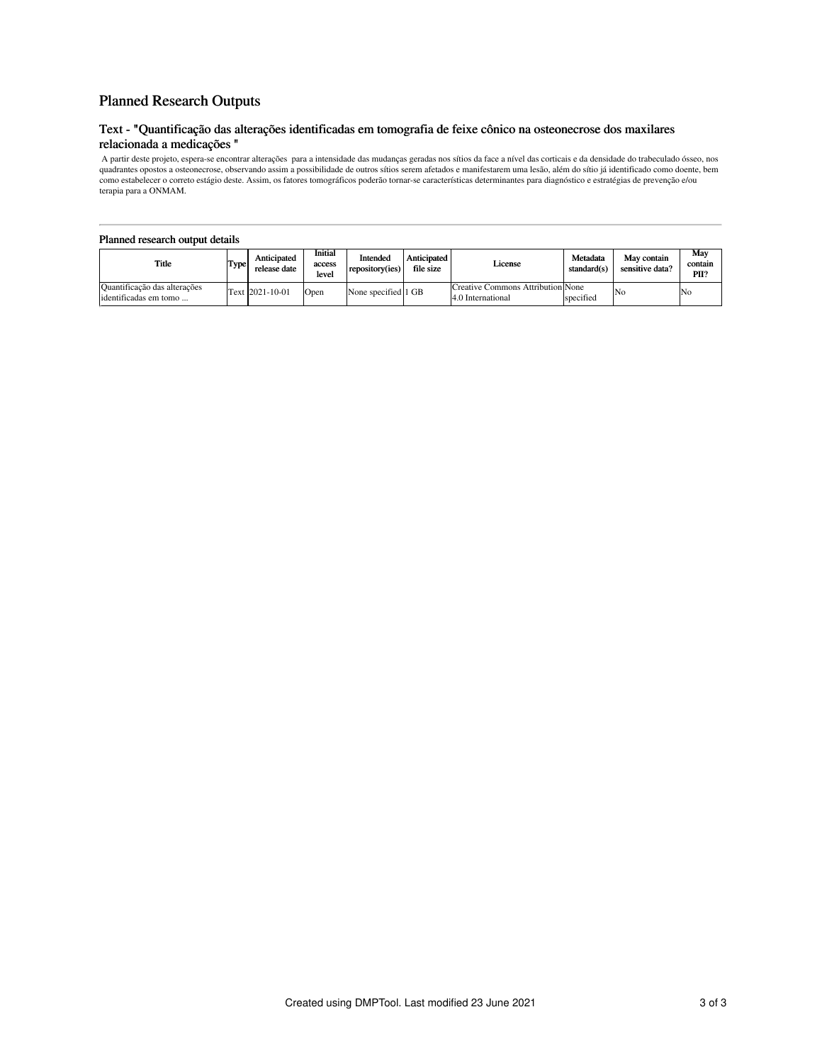# Planned Research Outputs

## Text - "Quantificação das alterações identificadas em tomografia de feixe cônico na osteonecrose dos maxilares relacionada a medicações "

A partir deste projeto, espera-se encontrar alterações  para a intensidade das mudanças geradas nos sítios da face a nível das corticais e da densidade do trabeculado ósseo, nos quadrantes opostos a osteonecrose, observando assim a possibilidade de outros sítios serem afetados e manifestarem uma lesão, além do sítio já identificado como doente, bem como estabelecer o correto estágio deste. Assim, os fatores tomográficos poderão tornar-se características determinantes para diagnóstico e estratégias de prevenção e/ou terapia para a ONMAM.

---

### Planned research output details

| Title | Type | Anticipated release date | Initial access level | Intended repository(ies) | Anticipated file size | License | Metadata standard(s) | May contain sensitive data? | May contain PII? |
|---|---|---|---|---|---|---|---|---|---|
| Quantificação das alterações identificadas em tomo ... | Text | 2021-10-01 | Open | None specified | 1 GB | Creative Commons Attribution 4.0 International | None specified | No | No |